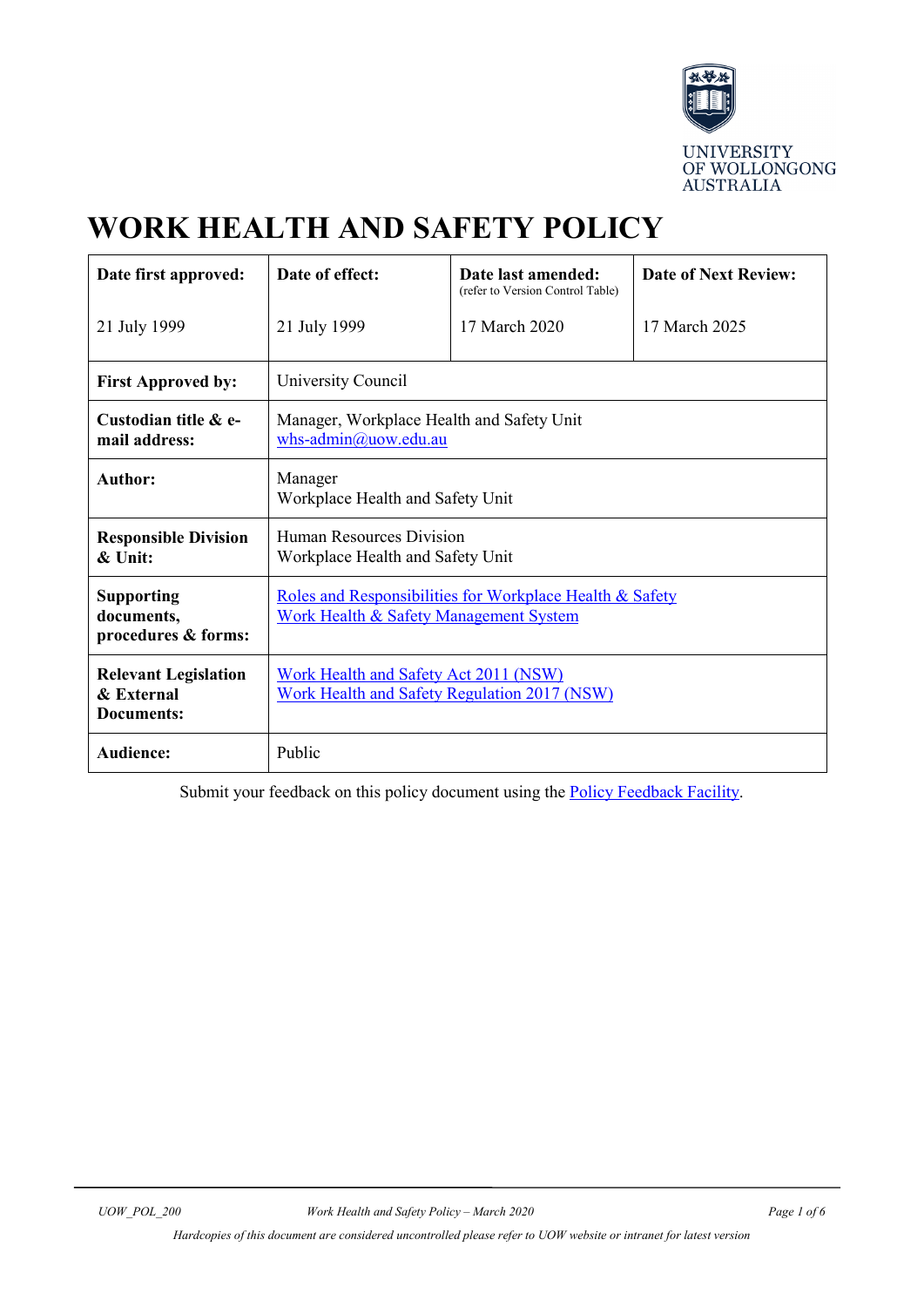UNIVERSITY OF WOLLONGONG AUSTRALIA

# WORK HEALTH AND SAFETY POLICY

| Date first approved: | Date of effect: | Date last amended: (refer to Version Control Table) | Date of Next Review: |
|---|---|---|---|
| 21 July 1999 | 21 July 1999 | 17 March 2020 | 17 March 2025 |
| **First Approved by:** | University Council | | |
| **Custodian title & e-mail address:** | Manager, Workplace Health and Safety Unit<br>whs-admin@uow.edu.au | | |
| **Author:** | Manager<br>Workplace Health and Safety Unit | | |
| **Responsible Division & Unit:** | Human Resources Division<br>Workplace Health and Safety Unit | | |
| **Supporting documents, procedures & forms:** | Roles and Responsibilities for Workplace Health & Safety<br>Work Health & Safety Management System | | |
| **Relevant Legislation & External Documents:** | Work Health and Safety Act 2011 (NSW)<br>Work Health and Safety Regulation 2017 (NSW) | | |
| **Audience:** | Public | | |

Submit your feedback on this policy document using the Policy Feedback Facility.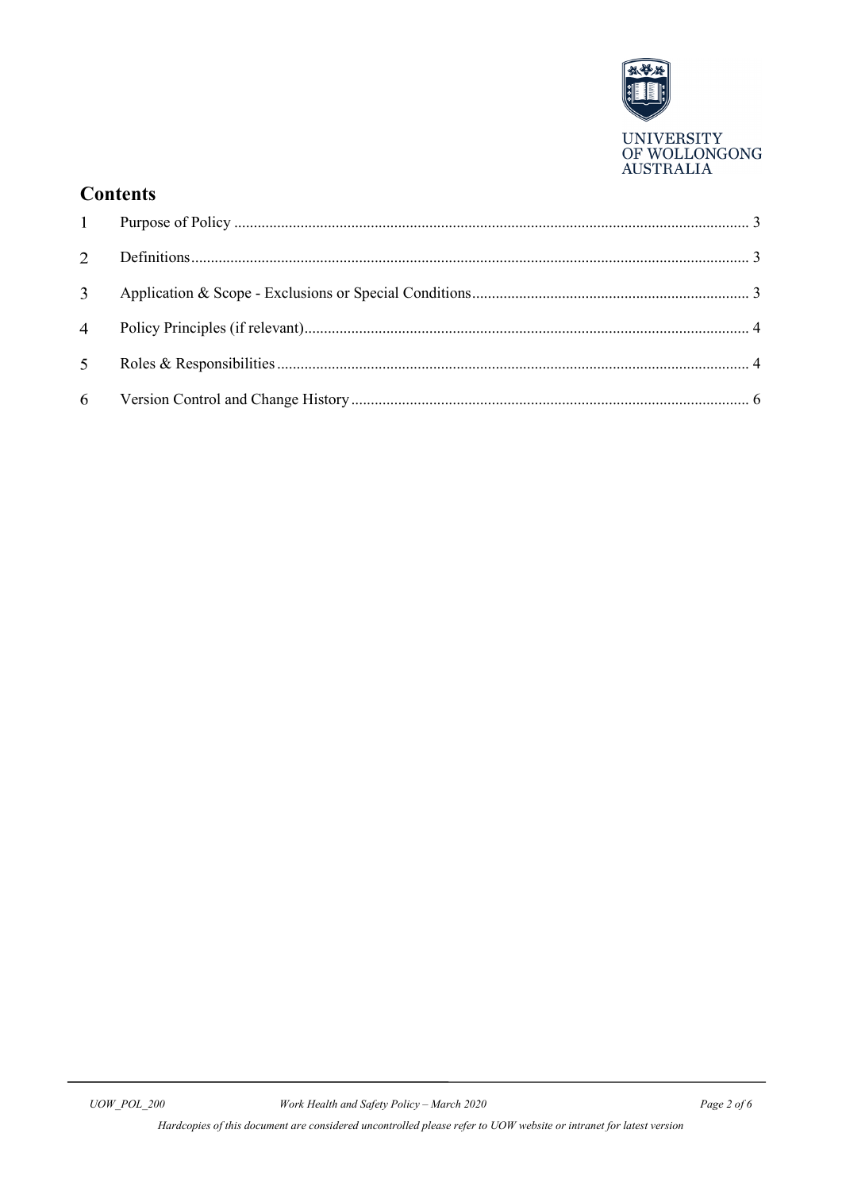## Contents

1 Purpose of Policy ... 3

2 Definitions ... 3

3 Application & Scope - Exclusions or Special Conditions ... 3

4 Policy Principles (if relevant) ... 4

5 Roles & Responsibilities ... 4

6 Version Control and Change History ... 6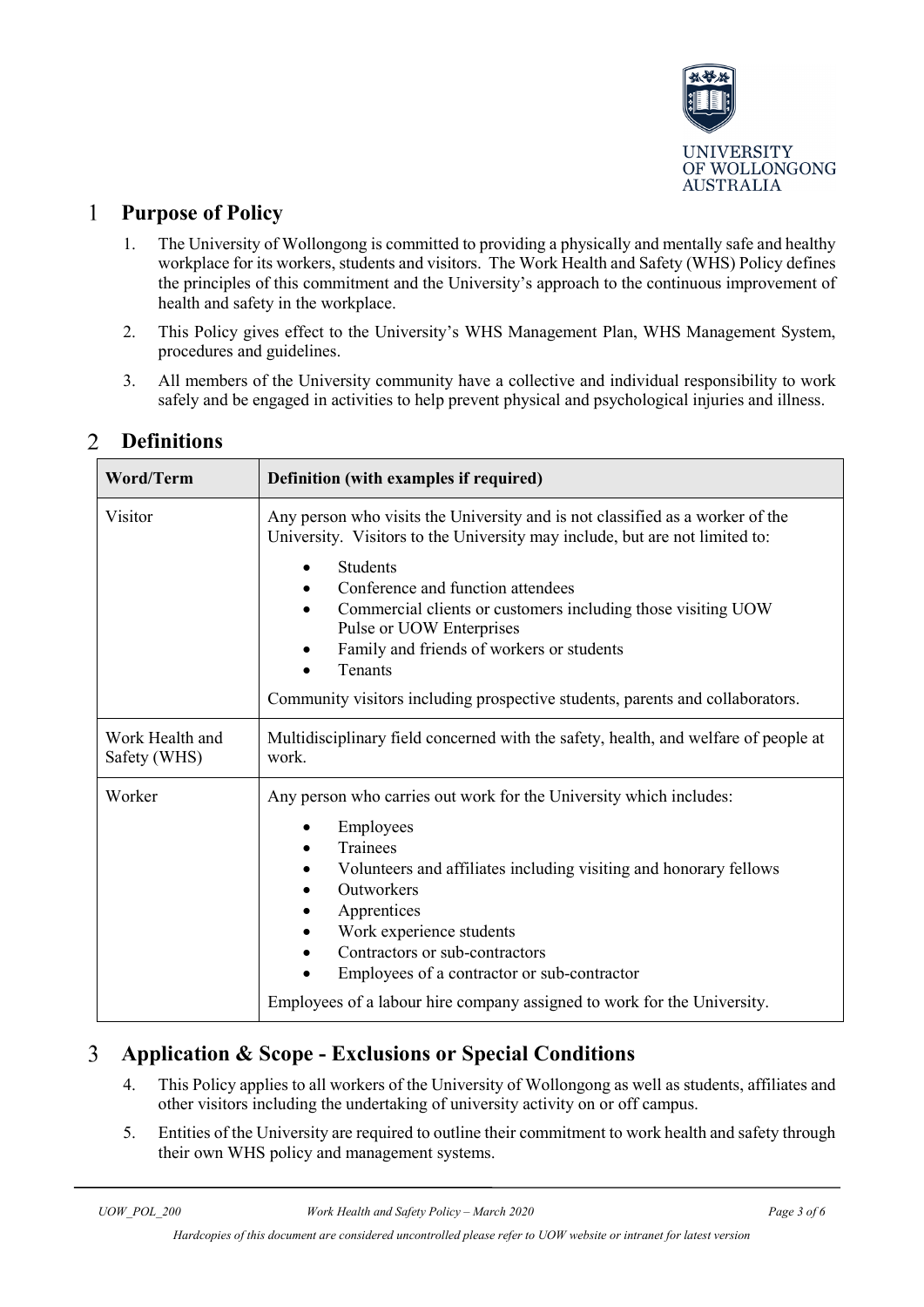## 1 Purpose of Policy

1. The University of Wollongong is committed to providing a physically and mentally safe and healthy workplace for its workers, students and visitors. The Work Health and Safety (WHS) Policy defines the principles of this commitment and the University's approach to the continuous improvement of health and safety in the workplace.
2. This Policy gives effect to the University's WHS Management Plan, WHS Management System, procedures and guidelines.
3. All members of the University community have a collective and individual responsibility to work safely and be engaged in activities to help prevent physical and psychological injuries and illness.

## 2 Definitions

| Word/Term | Definition (with examples if required) |
| --- | --- |
| Visitor | Any person who visits the University and is not classified as a worker of the University. Visitors to the University may include, but are not limited to:<br>• Students<br>• Conference and function attendees<br>• Commercial clients or customers including those visiting UOW Pulse or UOW Enterprises<br>• Family and friends of workers or students<br>• Tenants<br>Community visitors including prospective students, parents and collaborators. |
| Work Health and Safety (WHS) | Multidisciplinary field concerned with the safety, health, and welfare of people at work. |
| Worker | Any person who carries out work for the University which includes:<br>• Employees<br>• Trainees<br>• Volunteers and affiliates including visiting and honorary fellows<br>• Outworkers<br>• Apprentices<br>• Work experience students<br>• Contractors or sub-contractors<br>• Employees of a contractor or sub-contractor<br>Employees of a labour hire company assigned to work for the University. |

## 3 Application & Scope - Exclusions or Special Conditions

4. This Policy applies to all workers of the University of Wollongong as well as students, affiliates and other visitors including the undertaking of university activity on or off campus.
5. Entities of the University are required to outline their commitment to work health and safety through their own WHS policy and management systems.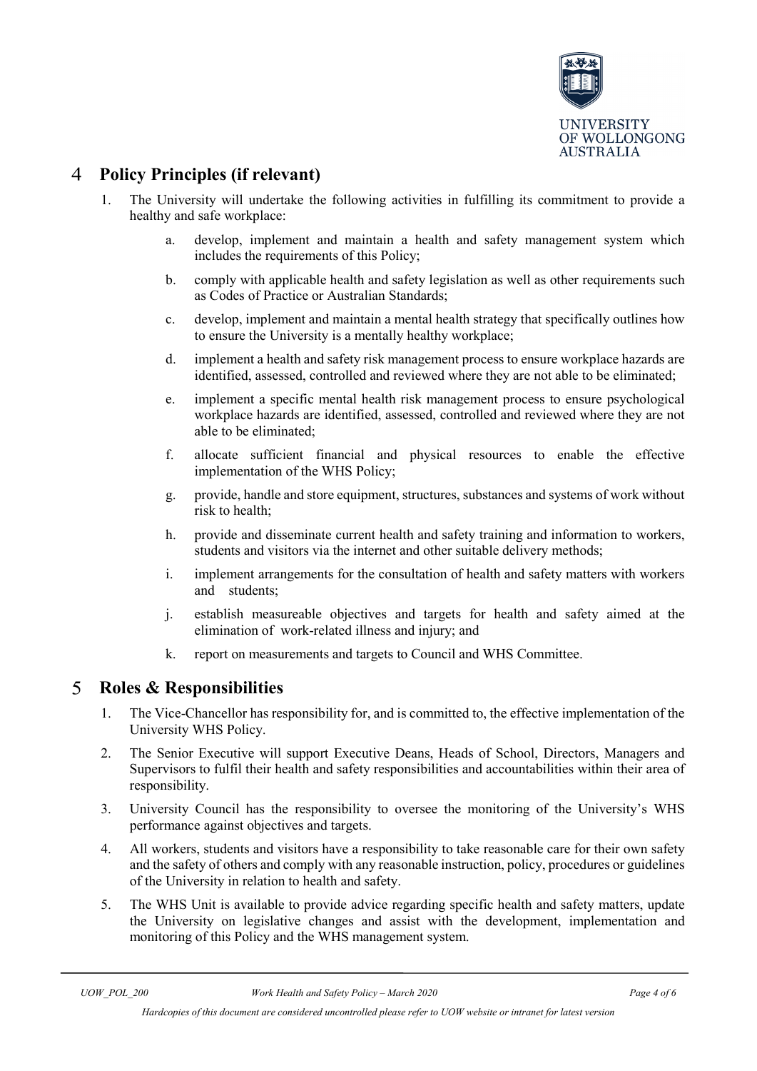## 4 Policy Principles (if relevant)

1. The University will undertake the following activities in fulfilling its commitment to provide a healthy and safe workplace:

    a. develop, implement and maintain a health and safety management system which includes the requirements of this Policy;

    b. comply with applicable health and safety legislation as well as other requirements such as Codes of Practice or Australian Standards;

    c. develop, implement and maintain a mental health strategy that specifically outlines how to ensure the University is a mentally healthy workplace;

    d. implement a health and safety risk management process to ensure workplace hazards are identified, assessed, controlled and reviewed where they are not able to be eliminated;

    e. implement a specific mental health risk management process to ensure psychological workplace hazards are identified, assessed, controlled and reviewed where they are not able to be eliminated;

    f. allocate sufficient financial and physical resources to enable the effective implementation of the WHS Policy;

    g. provide, handle and store equipment, structures, substances and systems of work without risk to health;

    h. provide and disseminate current health and safety training and information to workers, students and visitors via the internet and other suitable delivery methods;

    i. implement arrangements for the consultation of health and safety matters with workers and students;

    j. establish measureable objectives and targets for health and safety aimed at the elimination of work-related illness and injury; and

    k. report on measurements and targets to Council and WHS Committee.

## 5 Roles & Responsibilities

1. The Vice-Chancellor has responsibility for, and is committed to, the effective implementation of the University WHS Policy.
2. The Senior Executive will support Executive Deans, Heads of School, Directors, Managers and Supervisors to fulfil their health and safety responsibilities and accountabilities within their area of responsibility.
3. University Council has the responsibility to oversee the monitoring of the University's WHS performance against objectives and targets.
4. All workers, students and visitors have a responsibility to take reasonable care for their own safety and the safety of others and comply with any reasonable instruction, policy, procedures or guidelines of the University in relation to health and safety.
5. The WHS Unit is available to provide advice regarding specific health and safety matters, update the University on legislative changes and assist with the development, implementation and monitoring of this Policy and the WHS management system.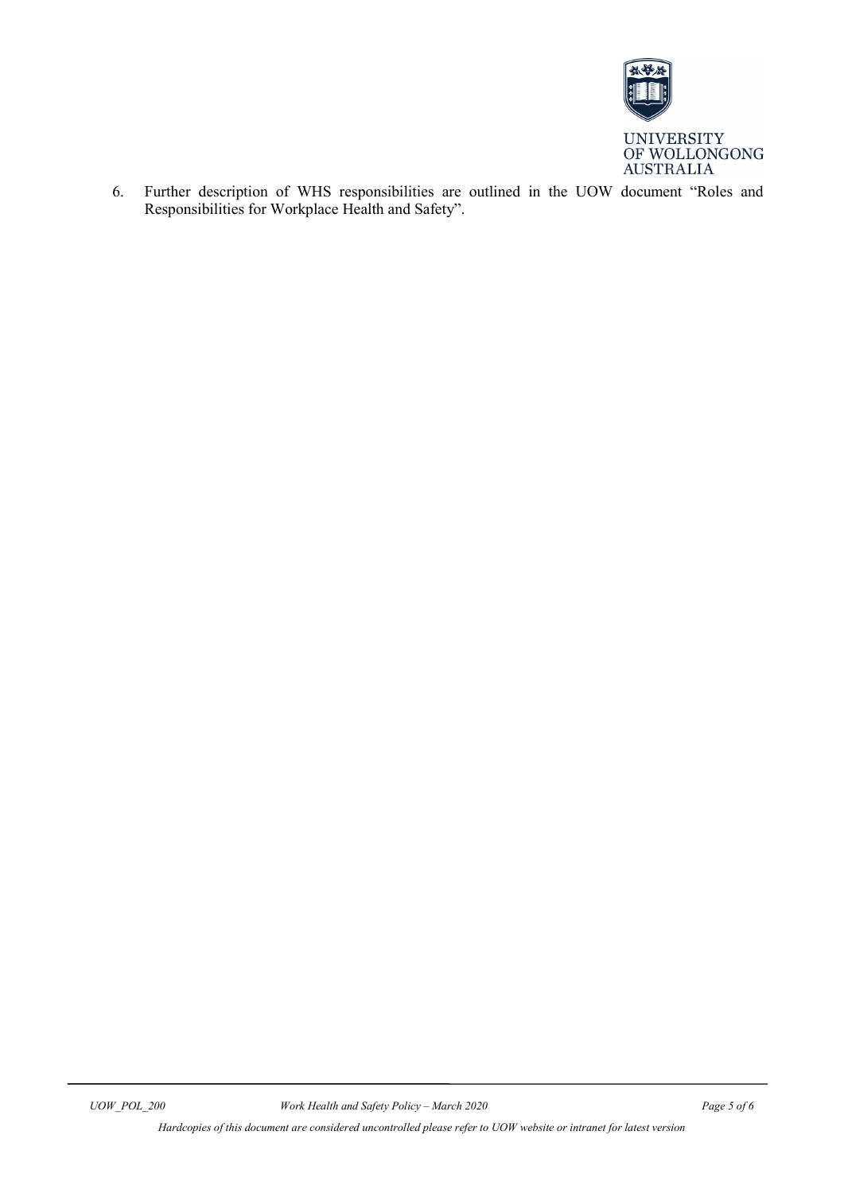6. Further description of WHS responsibilities are outlined in the UOW document "Roles and Responsibilities for Workplace Health and Safety".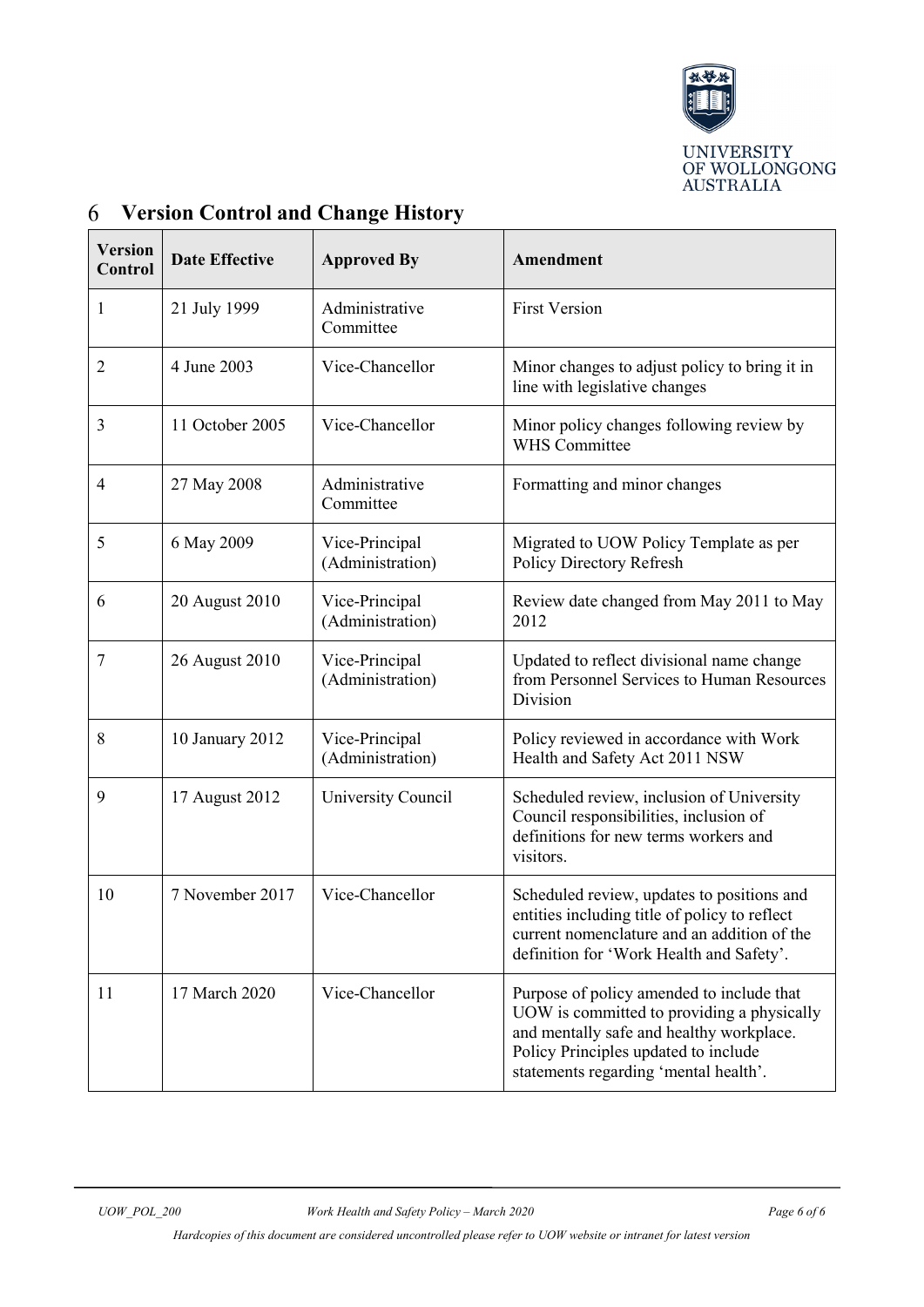# 6 Version Control and Change History

| Version Control | Date Effective | Approved By | Amendment |
|---|---|---|---|
| 1 | 21 July 1999 | Administrative Committee | First Version |
| 2 | 4 June 2003 | Vice-Chancellor | Minor changes to adjust policy to bring it in line with legislative changes |
| 3 | 11 October 2005 | Vice-Chancellor | Minor policy changes following review by WHS Committee |
| 4 | 27 May 2008 | Administrative Committee | Formatting and minor changes |
| 5 | 6 May 2009 | Vice-Principal (Administration) | Migrated to UOW Policy Template as per Policy Directory Refresh |
| 6 | 20 August 2010 | Vice-Principal (Administration) | Review date changed from May 2011 to May 2012 |
| 7 | 26 August 2010 | Vice-Principal (Administration) | Updated to reflect divisional name change from Personnel Services to Human Resources Division |
| 8 | 10 January 2012 | Vice-Principal (Administration) | Policy reviewed in accordance with Work Health and Safety Act 2011 NSW |
| 9 | 17 August 2012 | University Council | Scheduled review, inclusion of University Council responsibilities, inclusion of definitions for new terms workers and visitors. |
| 10 | 7 November 2017 | Vice-Chancellor | Scheduled review, updates to positions and entities including title of policy to reflect current nomenclature and an addition of the definition for 'Work Health and Safety'. |
| 11 | 17 March 2020 | Vice-Chancellor | Purpose of policy amended to include that UOW is committed to providing a physically and mentally safe and healthy workplace. Policy Principles updated to include statements regarding 'mental health'. |